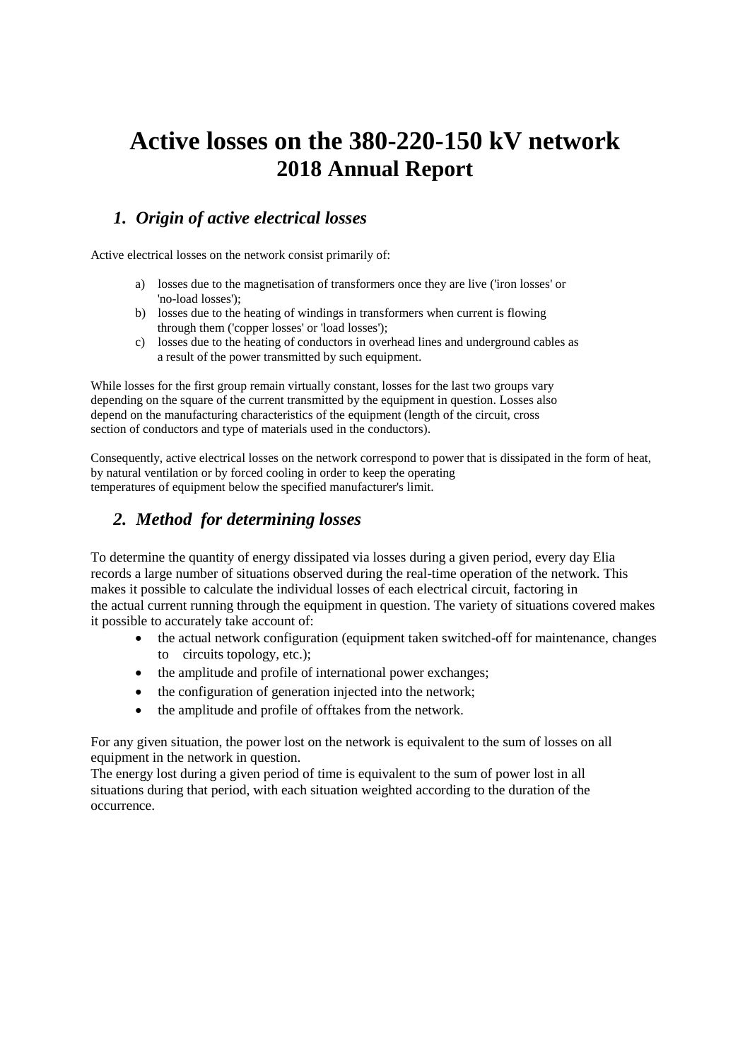# Active losses on the 380-220-150 kV network
## 2018 Annual Report

### *1. Origin of active electrical losses*

Active electrical losses on the network consist primarily of:

a) losses due to the magnetisation of transformers once they are live ('iron losses' or 'no-load losses');
b) losses due to the heating of windings in transformers when current is flowing through them ('copper losses' or 'load losses');
c) losses due to the heating of conductors in overhead lines and underground cables as a result of the power transmitted by such equipment.

While losses for the first group remain virtually constant, losses for the last two groups vary depending on the square of the current transmitted by the equipment in question. Losses also depend on the manufacturing characteristics of the equipment (length of the circuit, cross section of conductors and type of materials used in the conductors).

Consequently, active electrical losses on the network correspond to power that is dissipated in the form of heat, by natural ventilation or by forced cooling in order to keep the operating temperatures of equipment below the specified manufacturer's limit.

### *2. Method for determining losses*

To determine the quantity of energy dissipated via losses during a given period, every day Elia records a large number of situations observed during the real-time operation of the network. This makes it possible to calculate the individual losses of each electrical circuit, factoring in the actual current running through the equipment in question. The variety of situations covered makes it possible to accurately take account of:

- the actual network configuration (equipment taken switched-off for maintenance, changes to circuits topology, etc.);
- the amplitude and profile of international power exchanges;
- the configuration of generation injected into the network;
- the amplitude and profile of offtakes from the network.

For any given situation, the power lost on the network is equivalent to the sum of losses on all equipment in the network in question.
The energy lost during a given period of time is equivalent to the sum of power lost in all situations during that period, with each situation weighted according to the duration of the occurrence.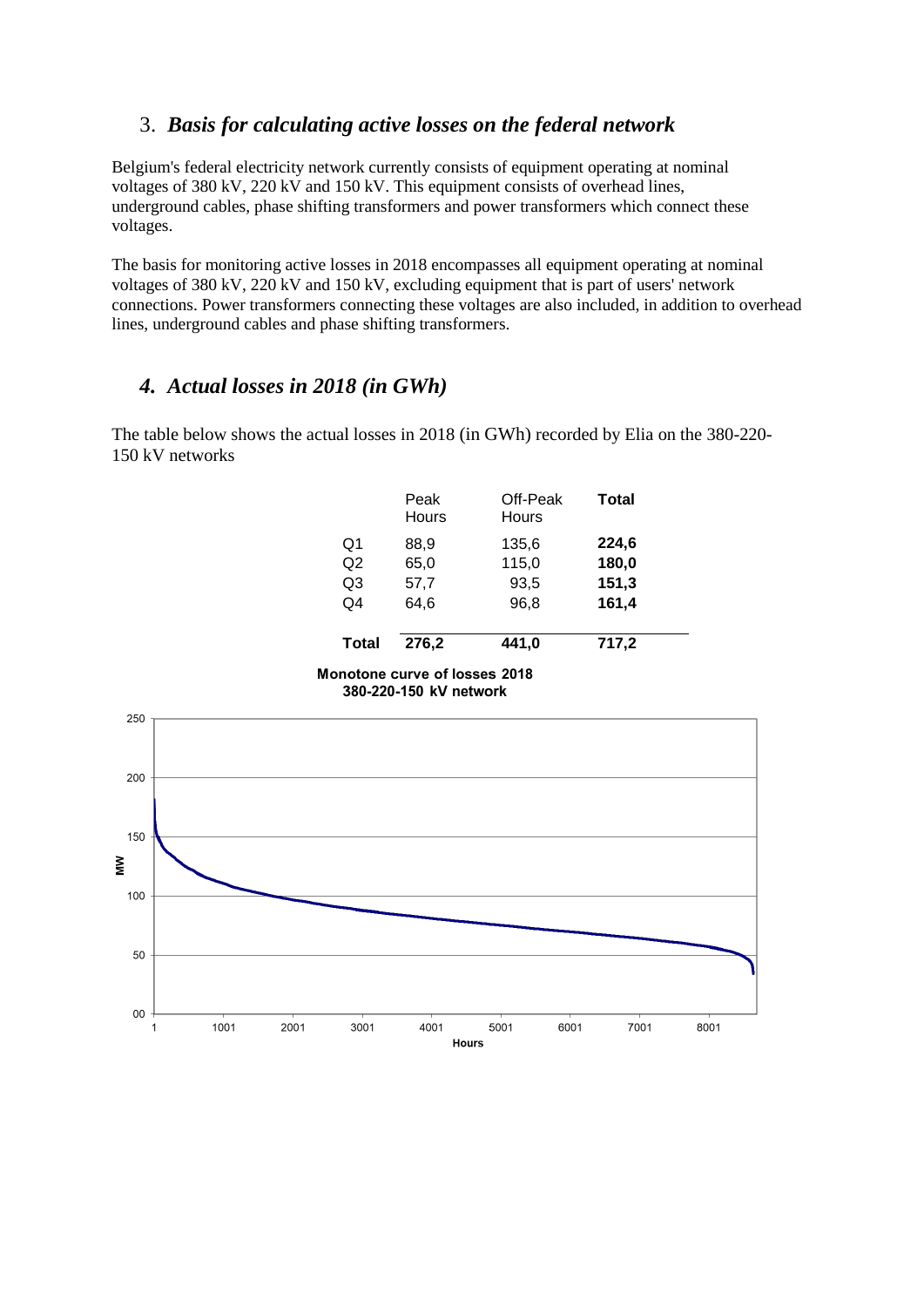## 3. *Basis for calculating active losses on the federal network*

Belgium's federal electricity network currently consists of equipment operating at nominal voltages of 380 kV, 220 kV and 150 kV. This equipment consists of overhead lines, underground cables, phase shifting transformers and power transformers which connect these voltages.

The basis for monitoring active losses in 2018 encompasses all equipment operating at nominal voltages of 380 kV, 220 kV and 150 kV, excluding equipment that is part of users' network connections. Power transformers connecting these voltages are also included, in addition to overhead lines, underground cables and phase shifting transformers.

## *4. Actual losses in 2018 (in GWh)*

The table below shows the actual losses in 2018 (in GWh) recorded by Elia on the 380-220-150 kV networks

| | Peak Hours | Off-Peak Hours | **Total** |
|---|---|---|---|
| Q1 | 88,9 | 135,6 | **224,6** |
| Q2 | 65,0 | 115,0 | **180,0** |
| Q3 | 57,7 | 93,5 | **151,3** |
| Q4 | 64,6 | 96,8 | **161,4** |
| **Total** | **276,2** | **441,0** | **717,2** |

**Monotone curve of losses 2018**
**380-220-150 kV network**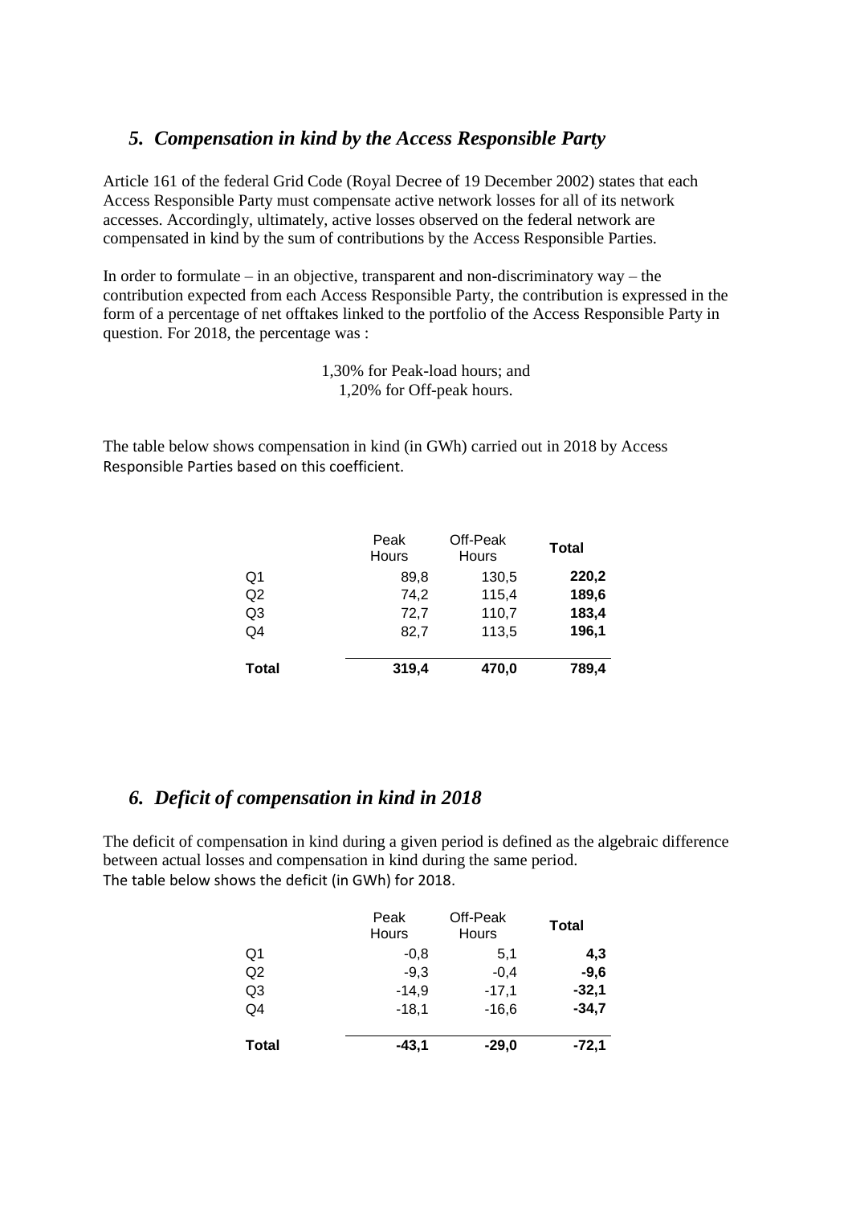## *5. Compensation in kind by the Access Responsible Party*

Article 161 of the federal Grid Code (Royal Decree of 19 December 2002) states that each Access Responsible Party must compensate active network losses for all of its network accesses. Accordingly, ultimately, active losses observed on the federal network are compensated in kind by the sum of contributions by the Access Responsible Parties.

In order to formulate – in an objective, transparent and non-discriminatory way – the contribution expected from each Access Responsible Party, the contribution is expressed in the form of a percentage of net offtakes linked to the portfolio of the Access Responsible Party in question. For 2018, the percentage was :

1,30% for Peak-load hours; and
1,20% for Off-peak hours.

The table below shows compensation in kind (in GWh) carried out in 2018 by Access Responsible Parties based on this coefficient.

| | Peak Hours | Off-Peak Hours | **Total** |
|---|---|---|---|
| Q1 | 89,8 | 130,5 | **220,2** |
| Q2 | 74,2 | 115,4 | **189,6** |
| Q3 | 72,7 | 110,7 | **183,4** |
| Q4 | 82,7 | 113,5 | **196,1** |
| **Total** | **319,4** | **470,0** | **789,4** |

## *6. Deficit of compensation in kind in 2018*

The deficit of compensation in kind during a given period is defined as the algebraic difference between actual losses and compensation in kind during the same period.
The table below shows the deficit (in GWh) for 2018.

| | Peak Hours | Off-Peak Hours | **Total** |
|---|---|---|---|
| Q1 | -0,8 | 5,1 | **4,3** |
| Q2 | -9,3 | -0,4 | **-9,6** |
| Q3 | -14,9 | -17,1 | **-32,1** |
| Q4 | -18,1 | -16,6 | **-34,7** |
| **Total** | **-43,1** | **-29,0** | **-72,1** |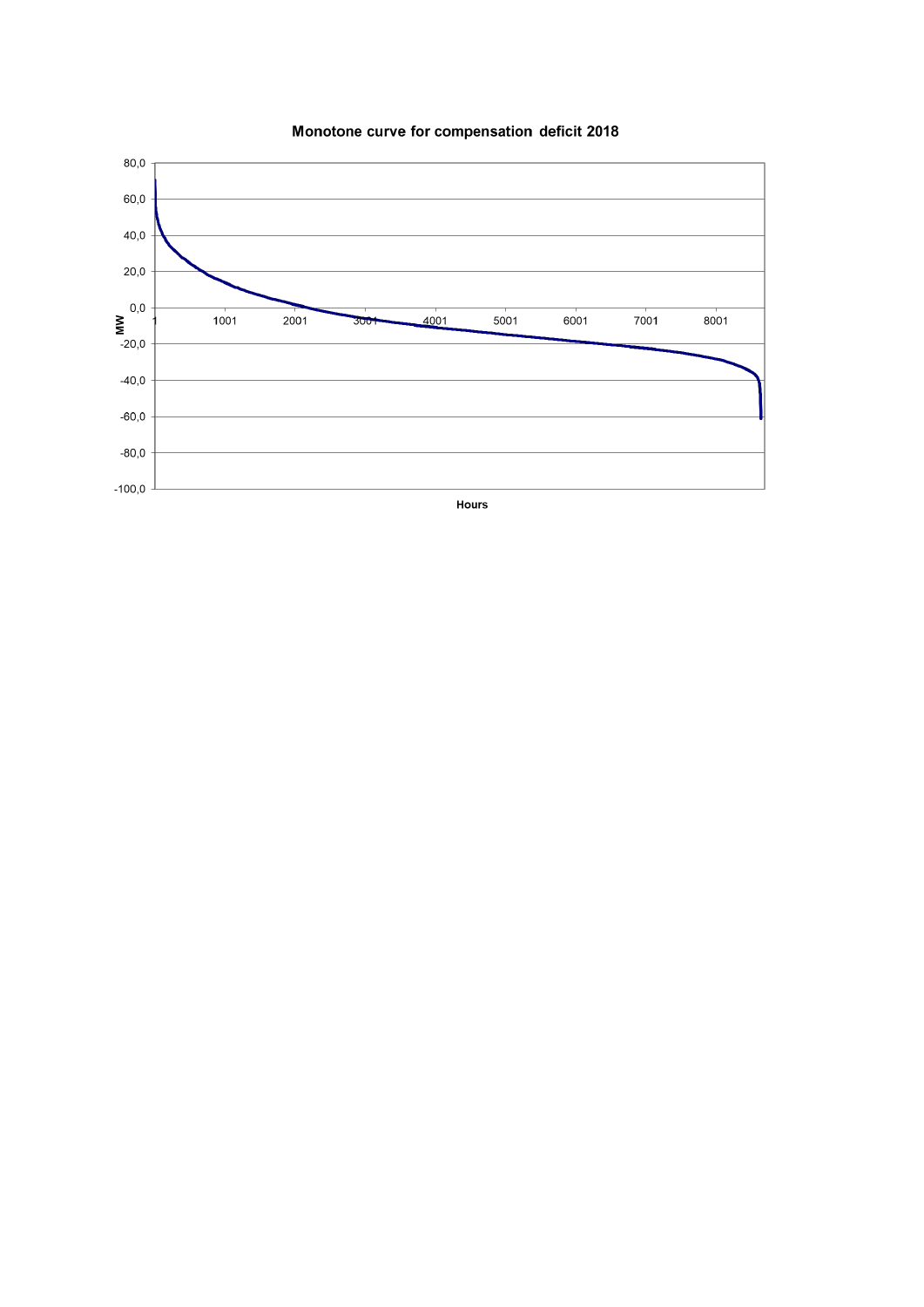Monotone curve for compensation deficit 2018

80,0

60,0

40,0

20,0

0,0

-20,0

-40,0

-60,0

-80,0

-100,0

MW

1

1001

2001

3001

4001

5001

6001

7001

8001

Hours